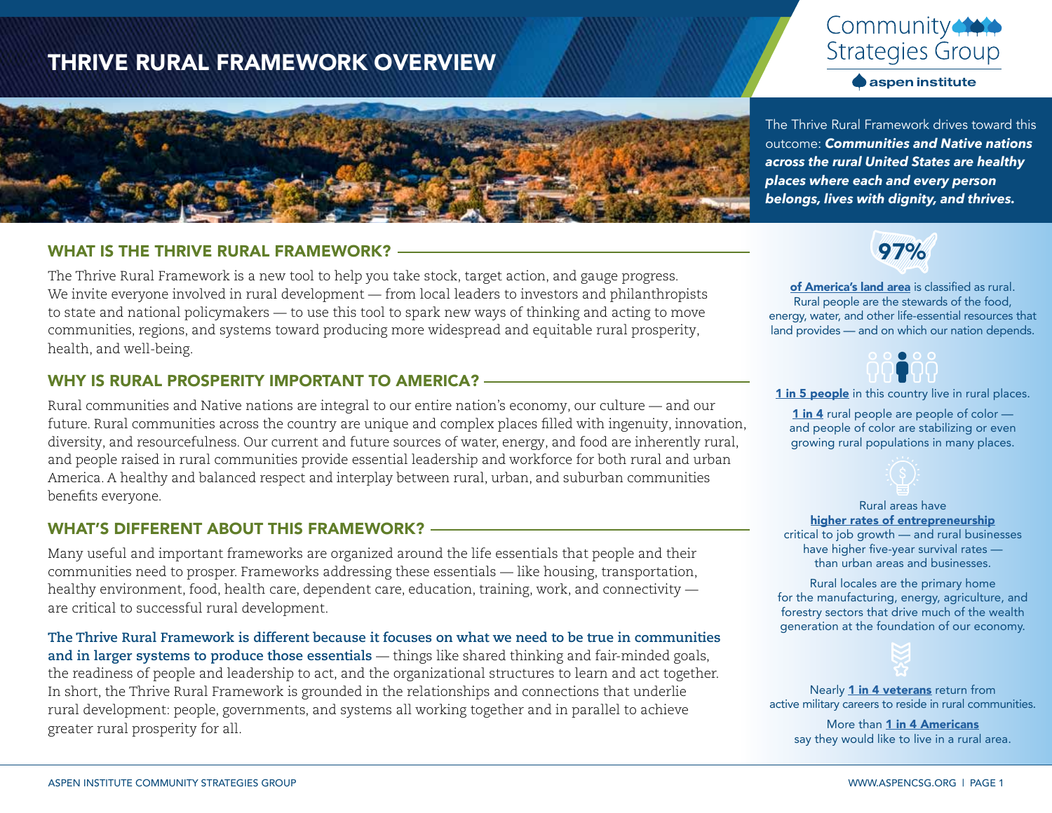# THRIVE RURAL FRAMEWORK OVERVIEW

Community Strategies Group

aspen institute

The Thrive Rural Framework drives toward this outcome: ***Communities and Native nations across the rural United States are healthy places where each and every person belongs, lives with dignity, and thrives.***

## WHAT IS THE THRIVE RURAL FRAMEWORK?

The Thrive Rural Framework is a new tool to help you take stock, target action, and gauge progress. We invite everyone involved in rural development — from local leaders to investors and philanthropists to state and national policymakers — to use this tool to spark new ways of thinking and acting to move communities, regions, and systems toward producing more widespread and equitable rural prosperity, health, and well-being.

## WHY IS RURAL PROSPERITY IMPORTANT TO AMERICA?

Rural communities and Native nations are integral to our entire nation's economy, our culture — and our future. Rural communities across the country are unique and complex places filled with ingenuity, innovation, diversity, and resourcefulness. Our current and future sources of water, energy, and food are inherently rural, and people raised in rural communities provide essential leadership and workforce for both rural and urban America. A healthy and balanced respect and interplay between rural, urban, and suburban communities benefits everyone.

## WHAT'S DIFFERENT ABOUT THIS FRAMEWORK?

Many useful and important frameworks are organized around the life essentials that people and their communities need to prosper. Frameworks addressing these essentials — like housing, transportation, healthy environment, food, health care, dependent care, education, training, work, and connectivity — are critical to successful rural development.

**The Thrive Rural Framework is different because it focuses on what we need to be true in communities and in larger systems to produce those essentials** — things like shared thinking and fair-minded goals, the readiness of people and leadership to act, and the organizational structures to learn and act together. In short, the Thrive Rural Framework is grounded in the relationships and connections that underlie rural development: people, governments, and systems all working together and in parallel to achieve greater rural prosperity for all.

**97%**

**of America's land area** is classified as rural. Rural people are the stewards of the food, energy, water, and other life-essential resources that land provides — and on which our nation depends.

**1 in 5 people** in this country live in rural places.

**1 in 4** rural people are people of color — and people of color are stabilizing or even growing rural populations in many places.

Rural areas have **higher rates of entrepreneurship** critical to job growth — and rural businesses have higher five-year survival rates — than urban areas and businesses.

Rural locales are the primary home for the manufacturing, energy, agriculture, and forestry sectors that drive much of the wealth generation at the foundation of our economy.

Nearly **1 in 4 veterans** return from active military careers to reside in rural communities.

More than **1 in 4 Americans** say they would like to live in a rural area.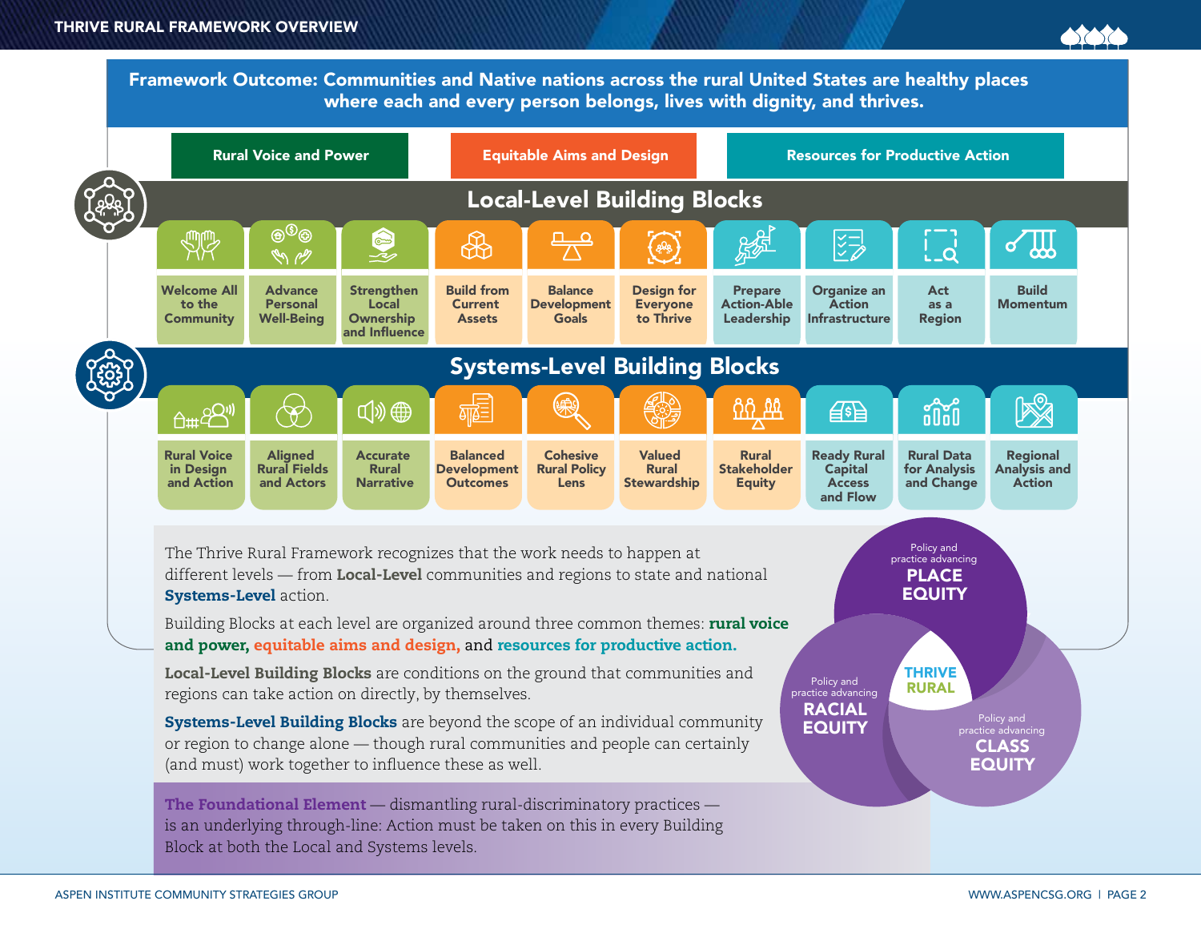# Framework Outcome: Communities and Native nations across the rural United States are healthy places where each and every person belongs, lives with dignity, and thrives.

**Rural Voice and Power** | **Equitable Aims and Design** | **Resources for Productive Action**

## Local-Level Building Blocks

| Rural Voice and Power | | | Equitable Aims and Design | | | Resources for Productive Action | | | |
|---|---|---|---|---|---|---|---|---|---|
| Welcome All to the Community | Advance Personal Well-Being | Strengthen Local Ownership and Influence | Build from Current Assets | Balance Development Goals | Design for Everyone to Thrive | Prepare Action-Able Leadership | Organize an Action Infrastructure | Act as a Region | Build Momentum |

## Systems-Level Building Blocks

| Rural Voice and Power | | | Equitable Aims and Design | | | | Resources for Productive Action | | |
|---|---|---|---|---|---|---|---|---|---|
| Rural Voice in Design and Action | Aligned Rural Fields and Actors | Accurate Rural Narrative | Balanced Development Outcomes | Cohesive Rural Policy Lens | Valued Rural Stewardship | Rural Stakeholder Equity | Ready Rural Capital Access and Flow | Rural Data for Analysis and Change | Regional Analysis and Action |

The Thrive Rural Framework recognizes that the work needs to happen at different levels — from **Local-Level** communities and regions to state and national **Systems-Level** action.

Building Blocks at each level are organized around three common themes: **rural voice and power, equitable aims and design,** and **resources for productive action.**

**Local-Level Building Blocks** are conditions on the ground that communities and regions can take action on directly, by themselves.

**Systems-Level Building Blocks** are beyond the scope of an individual community or region to change alone — though rural communities and people can certainly (and must) work together to influence these as well.

**The Foundational Element** — dismantling rural-discriminatory practices — is an underlying through-line: Action must be taken on this in every Building Block at both the Local and Systems levels.

- Policy and practice advancing **PLACE EQUITY**
- Policy and practice advancing **RACIAL EQUITY**
- Policy and practice advancing **CLASS EQUITY**
- **THRIVE RURAL**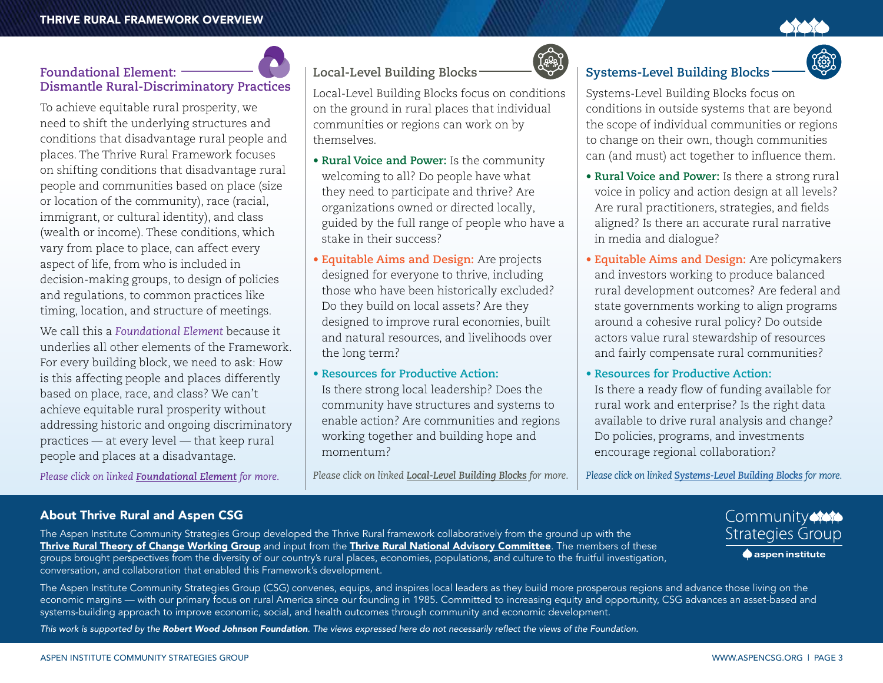## Foundational Element: Dismantle Rural-Discriminatory Practices

To achieve equitable rural prosperity, we need to shift the underlying structures and conditions that disadvantage rural people and places. The Thrive Rural Framework focuses on shifting conditions that disadvantage rural people and communities based on place (size or location of the community), race (racial, immigrant, or cultural identity), and class (wealth or income). These conditions, which vary from place to place, can affect every aspect of life, from who is included in decision-making groups, to design of policies and regulations, to common practices like timing, location, and structure of meetings.

We call this a *Foundational Element* because it underlies all other elements of the Framework. For every building block, we need to ask: How is this affecting people and places differently based on place, race, and class? We can't achieve equitable rural prosperity without addressing historic and ongoing discriminatory practices — at every level — that keep rural people and places at a disadvantage.

*Please click on linked **Foundational Element** for more.*

## Local-Level Building Blocks

Local-Level Building Blocks focus on conditions on the ground in rural places that individual communities or regions can work on by themselves.

- **Rural Voice and Power:** Is the community welcoming to all? Do people have what they need to participate and thrive? Are organizations owned or directed locally, guided by the full range of people who have a stake in their success?
- **Equitable Aims and Design:** Are projects designed for everyone to thrive, including those who have been historically excluded? Do they build on local assets? Are they designed to improve rural economies, built and natural resources, and livelihoods over the long term?
- **Resources for Productive Action:** Is there strong local leadership? Does the community have structures and systems to enable action? Are communities and regions working together and building hope and momentum?

*Please click on linked **Local-Level Building Blocks** for more.*

## Systems-Level Building Blocks

Systems-Level Building Blocks focus on conditions in outside systems that are beyond the scope of individual communities or regions to change on their own, though communities can (and must) act together to influence them.

- **Rural Voice and Power:** Is there a strong rural voice in policy and action design at all levels? Are rural practitioners, strategies, and fields aligned? Is there an accurate rural narrative in media and dialogue?
- **Equitable Aims and Design:** Are policymakers and investors working to produce balanced rural development outcomes? Are federal and state governments working to align programs around a cohesive rural policy? Do outside actors value rural stewardship of resources and fairly compensate rural communities?
- **Resources for Productive Action:** Is there a ready flow of funding available for rural work and enterprise? Is the right data available to drive rural analysis and change? Do policies, programs, and investments encourage regional collaboration?

*Please click on linked **Systems-Level Building Blocks** for more.*

## About Thrive Rural and Aspen CSG

The Aspen Institute Community Strategies Group developed the Thrive Rural framework collaboratively from the ground up with the **Thrive Rural Theory of Change Working Group** and input from the **Thrive Rural National Advisory Committee**. The members of these groups brought perspectives from the diversity of our country's rural places, economies, populations, and culture to the fruitful investigation, conversation, and collaboration that enabled this Framework's development.

The Aspen Institute Community Strategies Group (CSG) convenes, equips, and inspires local leaders as they build more prosperous regions and advance those living on the economic margins — with our primary focus on rural America since our founding in 1985. Committed to increasing equity and opportunity, CSG advances an asset-based and systems-building approach to improve economic, social, and health outcomes through community and economic development.

*This work is supported by the **Robert Wood Johnson Foundation**. The views expressed here do not necessarily reflect the views of the Foundation.*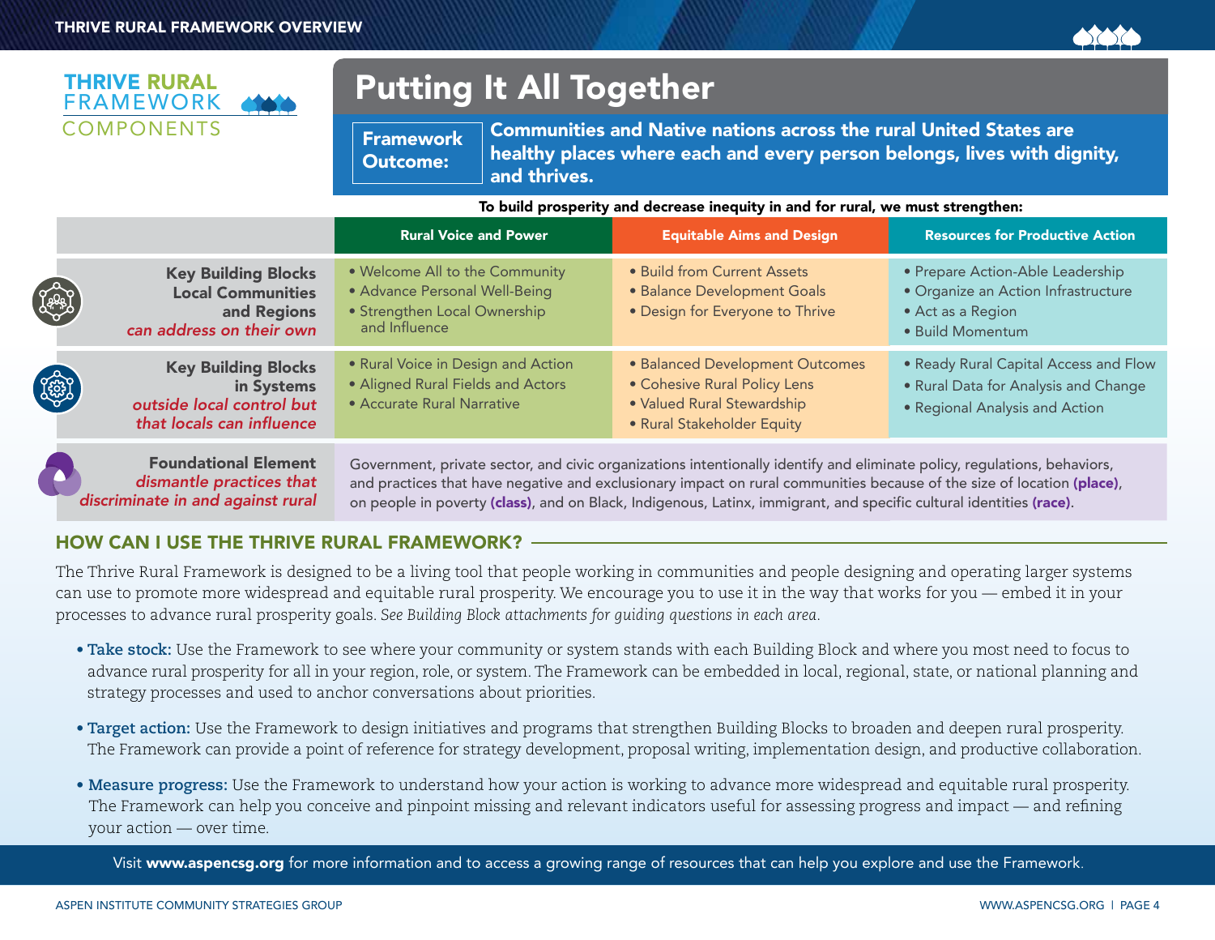**THRIVE RURAL FRAMEWORK COMPONENTS**

# Putting It All Together

**Framework Outcome:** **Communities and Native nations across the rural United States are healthy places where each and every person belongs, lives with dignity, and thrives.**

**To build prosperity and decrease inequity in and for rural, we must strengthen:**

| | Rural Voice and Power | Equitable Aims and Design | Resources for Productive Action |
|---|---|---|---|
| **Key Building Blocks Local Communities and Regions** *can address on their own* | • Welcome All to the Community<br>• Advance Personal Well-Being<br>• Strengthen Local Ownership and Influence | • Build from Current Assets<br>• Balance Development Goals<br>• Design for Everyone to Thrive | • Prepare Action-Able Leadership<br>• Organize an Action Infrastructure<br>• Act as a Region<br>• Build Momentum |
| **Key Building Blocks in Systems** *outside local control but that locals can influence* | • Rural Voice in Design and Action<br>• Aligned Rural Fields and Actors<br>• Accurate Rural Narrative | • Balanced Development Outcomes<br>• Cohesive Rural Policy Lens<br>• Valued Rural Stewardship<br>• Rural Stakeholder Equity | • Ready Rural Capital Access and Flow<br>• Rural Data for Analysis and Change<br>• Regional Analysis and Action |
| **Foundational Element** *dismantle practices that discriminate in and against rural* | Government, private sector, and civic organizations intentionally identify and eliminate policy, regulations, behaviors, and practices that have negative and exclusionary impact on rural communities because of the size of location **(place)**, on people in poverty **(class)**, and on Black, Indigenous, Latinx, immigrant, and specific cultural identities **(race)**. | | |

## HOW CAN I USE THE THRIVE RURAL FRAMEWORK?

The Thrive Rural Framework is designed to be a living tool that people working in communities and people designing and operating larger systems can use to promote more widespread and equitable rural prosperity. We encourage you to use it in the way that works for you — embed it in your processes to advance rural prosperity goals. *See Building Block attachments for guiding questions in each area.*

- **Take stock:** Use the Framework to see where your community or system stands with each Building Block and where you most need to focus to advance rural prosperity for all in your region, role, or system. The Framework can be embedded in local, regional, state, or national planning and strategy processes and used to anchor conversations about priorities.
- **Target action:** Use the Framework to design initiatives and programs that strengthen Building Blocks to broaden and deepen rural prosperity. The Framework can provide a point of reference for strategy development, proposal writing, implementation design, and productive collaboration.
- **Measure progress:** Use the Framework to understand how your action is working to advance more widespread and equitable rural prosperity. The Framework can help you conceive and pinpoint missing and relevant indicators useful for assessing progress and impact — and refining your action — over time.

Visit **www.aspencsg.org** for more information and to access a growing range of resources that can help you explore and use the Framework.